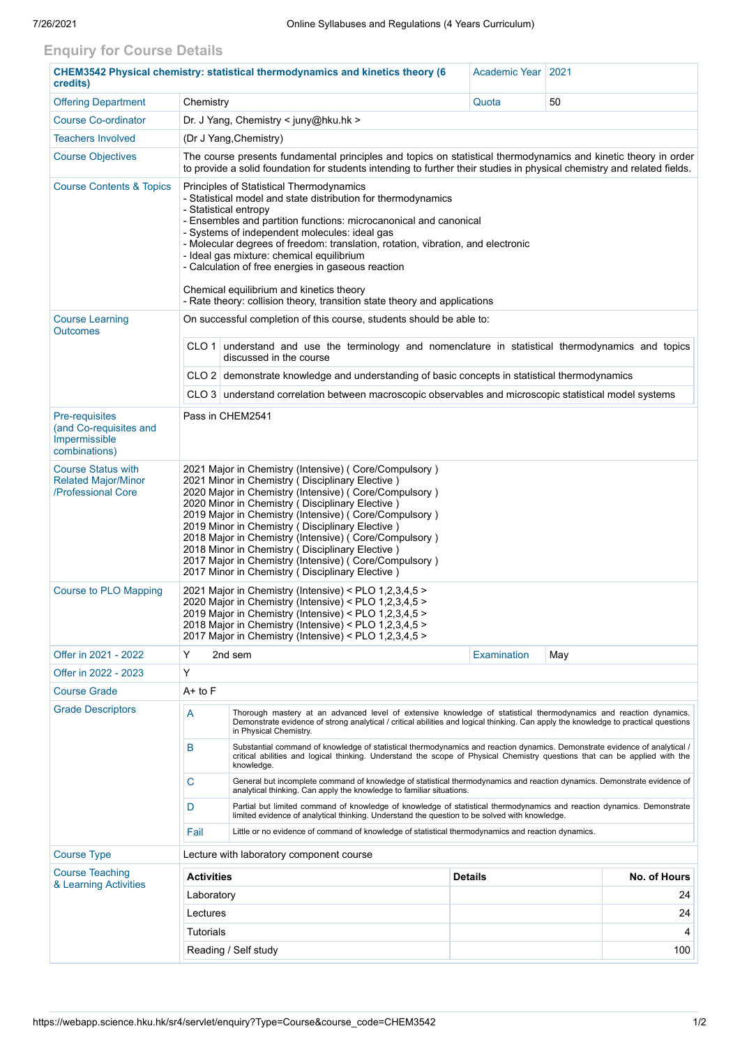## Enquiry for Course Details

| **CHEM3542 Physical chemistry: statistical thermodynamics and kinetics theory (6 credits)** | | Academic Year | 2021 |
|---|---|---|---|
| Offering Department | Chemistry | Quota | 50 |
| Course Co-ordinator | Dr. J Yang, Chemistry < juny@hku.hk > | | |
| Teachers Involved | (Dr J Yang,Chemistry) | | |
| Course Objectives | The course presents fundamental principles and topics on statistical thermodynamics and kinetic theory in order to provide a solid foundation for students intending to further their studies in physical chemistry and related fields. | | |
| Course Contents & Topics | Principles of Statistical Thermodynamics<br>- Statistical model and state distribution for thermodynamics<br>- Statistical entropy<br>- Ensembles and partition functions: microcanonical and canonical<br>- Systems of independent molecules: ideal gas<br>- Molecular degrees of freedom: translation, rotation, vibration, and electronic<br>- Ideal gas mixture: chemical equilibrium<br>- Calculation of free energies in gaseous reaction<br><br>Chemical equilibrium and kinetics theory<br>- Rate theory: collision theory, transition state theory and applications | | |
| Course Learning Outcomes | On successful completion of this course, students should be able to:<br><br>CLO 1 understand and use the terminology and nomenclature in statistical thermodynamics and topics discussed in the course<br>CLO 2 demonstrate knowledge and understanding of basic concepts in statistical thermodynamics<br>CLO 3 understand correlation between macroscopic observables and microscopic statistical model systems | | |
| Pre-requisites (and Co-requisites and Impermissible combinations) | Pass in CHEM2541 | | |
| Course Status with Related Major/Minor /Professional Core | 2021 Major in Chemistry (Intensive) ( Core/Compulsory )<br>2021 Minor in Chemistry ( Disciplinary Elective )<br>2020 Major in Chemistry (Intensive) ( Core/Compulsory )<br>2020 Minor in Chemistry ( Disciplinary Elective )<br>2019 Major in Chemistry (Intensive) ( Core/Compulsory )<br>2019 Minor in Chemistry ( Disciplinary Elective )<br>2018 Major in Chemistry (Intensive) ( Core/Compulsory )<br>2018 Minor in Chemistry ( Disciplinary Elective )<br>2017 Major in Chemistry (Intensive) ( Core/Compulsory )<br>2017 Minor in Chemistry ( Disciplinary Elective ) | | |
| Course to PLO Mapping | 2021 Major in Chemistry (Intensive) < PLO 1,2,3,4,5 ><br>2020 Major in Chemistry (Intensive) < PLO 1,2,3,4,5 ><br>2019 Major in Chemistry (Intensive) < PLO 1,2,3,4,5 ><br>2018 Major in Chemistry (Intensive) < PLO 1,2,3,4,5 ><br>2017 Major in Chemistry (Intensive) < PLO 1,2,3,4,5 > | | |
| Offer in 2021 - 2022 | Y 2nd sem | Examination | May |
| Offer in 2022 - 2023 | Y | | |
| Course Grade | A+ to F | | |
| Grade Descriptors | **A** Thorough mastery at an advanced level of extensive knowledge of statistical thermodynamics and reaction dynamics. Demonstrate evidence of strong analytical / critical abilities and logical thinking. Can apply the knowledge to practical questions in Physical Chemistry.<br>**B** Substantial command of knowledge of statistical thermodynamics and reaction dynamics. Demonstrate evidence of analytical / critical abilities and logical thinking. Understand the scope of Physical Chemistry questions that can be applied with the knowledge.<br>**C** General but incomplete command of knowledge of statistical thermodynamics and reaction dynamics. Demonstrate evidence of analytical thinking. Can apply the knowledge to familiar situations.<br>**D** Partial but limited command of knowledge of statistical thermodynamics and reaction dynamics. Demonstrate limited evidence of analytical thinking. Understand the question to be solved with knowledge.<br>**Fail** Little or no evidence of command of knowledge of statistical thermodynamics and reaction dynamics. | | |
| Course Type | Lecture with laboratory component course | | |
| Course Teaching & Learning Activities | (see below) | | |

**Course Teaching & Learning Activities**

| Activities | Details | No. of Hours |
|---|---|---|
| Laboratory | | 24 |
| Lectures | | 24 |
| Tutorials | | 4 |
| Reading / Self study | | 100 |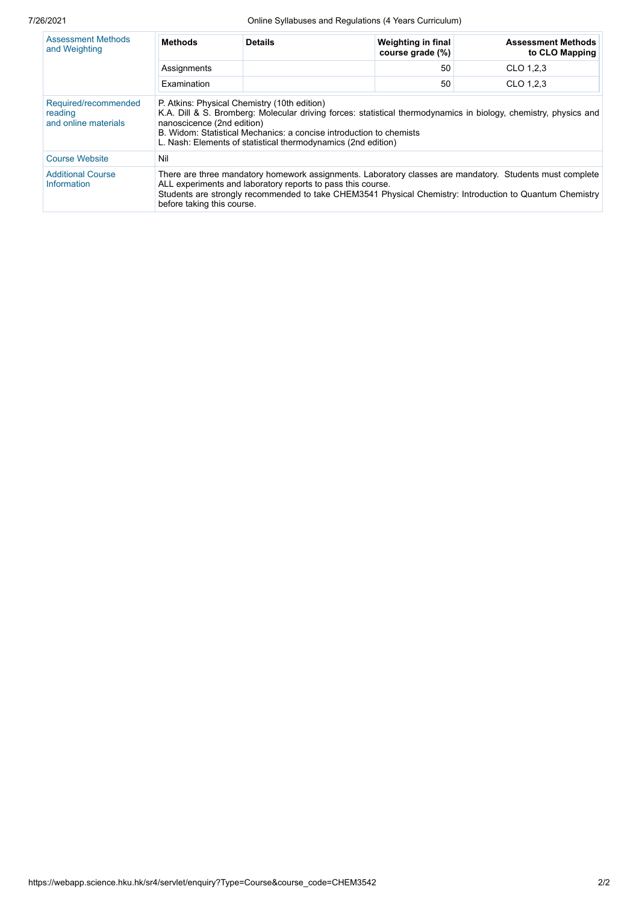| | |
|---|---|
| Assessment Methods and Weighting | <table><tr><th>Methods</th><th>Details</th><th>Weighting in final course grade (%)</th><th>Assessment Methods to CLO Mapping</th></tr><tr><td>Assignments</td><td></td><td>50</td><td>CLO 1,2,3</td></tr><tr><td>Examination</td><td></td><td>50</td><td>CLO 1,2,3</td></tr></table> |
| Required/recommended reading and online materials | P. Atkins: Physical Chemistry (10th edition)<br>K.A. Dill & S. Bromberg: Molecular driving forces: statistical thermodynamics in biology, chemistry, physics and nanoscicence (2nd edition)<br>B. Widom: Statistical Mechanics: a concise introduction to chemists<br>L. Nash: Elements of statistical thermodynamics (2nd edition) |
| Course Website | Nil |
| Additional Course Information | There are three mandatory homework assignments. Laboratory classes are mandatory. Students must complete ALL experiments and laboratory reports to pass this course.<br>Students are strongly recommended to take CHEM3541 Physical Chemistry: Introduction to Quantum Chemistry before taking this course. |